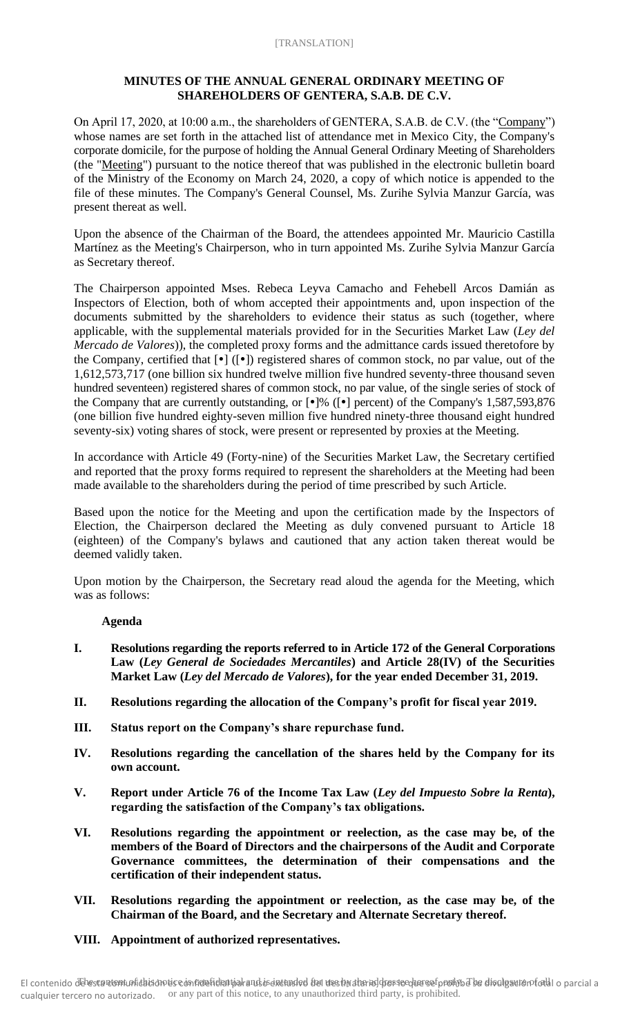[TRANSLATION]

**MINUTES OF THE ANNUAL GENERAL ORDINARY MEETING OF SHAREHOLDERS OF GENTERA, S.A.B. DE C.V.**

On April 17, 2020, at 10:00 a.m., the shareholders of GENTERA, S.A.B. de C.V. (the "Company") whose names are set forth in the attached list of attendance met in Mexico City, the Company's corporate domicile, for the purpose of holding the Annual General Ordinary Meeting of Shareholders (the "Meeting") pursuant to the notice thereof that was published in the electronic bulletin board of the Ministry of the Economy on March 24, 2020, a copy of which notice is appended to the file of these minutes. The Company's General Counsel, Ms. Zurihe Sylvia Manzur García, was present thereat as well.

Upon the absence of the Chairman of the Board, the attendees appointed Mr. Mauricio Castilla Martínez as the Meeting's Chairperson, who in turn appointed Ms. Zurihe Sylvia Manzur García as Secretary thereof.

The Chairperson appointed Mses. Rebeca Leyva Camacho and Fehebell Arcos Damián as Inspectors of Election, both of whom accepted their appointments and, upon inspection of the documents submitted by the shareholders to evidence their status as such (together, where applicable, with the supplemental materials provided for in the Securities Market Law (*Ley del Mercado de Valores*)), the completed proxy forms and the admittance cards issued theretofore by the Company, certified that [•] ([•]) registered shares of common stock, no par value, out of the 1,612,573,717 (one billion six hundred twelve million five hundred seventy-three thousand seven hundred seventeen) registered shares of common stock, no par value, of the single series of stock of the Company that are currently outstanding, or [•]% ([•] percent) of the Company's 1,587,593,876 (one billion five hundred eighty-seven million five hundred ninety-three thousand eight hundred seventy-six) voting shares of stock, were present or represented by proxies at the Meeting.

In accordance with Article 49 (Forty-nine) of the Securities Market Law, the Secretary certified and reported that the proxy forms required to represent the shareholders at the Meeting had been made available to the shareholders during the period of time prescribed by such Article.

Based upon the notice for the Meeting and upon the certification made by the Inspectors of Election, the Chairperson declared the Meeting as duly convened pursuant to Article 18 (eighteen) of the Company's bylaws and cautioned that any action taken thereat would be deemed validly taken.

Upon motion by the Chairperson, the Secretary read aloud the agenda for the Meeting, which was as follows:

**Agenda**

**I. Resolutions regarding the reports referred to in Article 172 of the General Corporations Law (*Ley General de Sociedades Mercantiles*) and Article 28(IV) of the Securities Market Law (*Ley del Mercado de Valores*), for the year ended December 31, 2019.**

**II. Resolutions regarding the allocation of the Company's profit for fiscal year 2019.**

**III. Status report on the Company's share repurchase fund.**

**IV. Resolutions regarding the cancellation of the shares held by the Company for its own account.**

**V. Report under Article 76 of the Income Tax Law (*Ley del Impuesto Sobre la Renta*), regarding the satisfaction of the Company's tax obligations.**

**VI. Resolutions regarding the appointment or reelection, as the case may be, of the members of the Board of Directors and the chairpersons of the Audit and Corporate Governance committees, the determination of their compensations and the certification of their independent status.**

**VII. Resolutions regarding the appointment or reelection, as the case may be, of the Chairman of the Board, and the Secretary and Alternate Secretary thereof.**

**VIII. Appointment of authorized representatives.**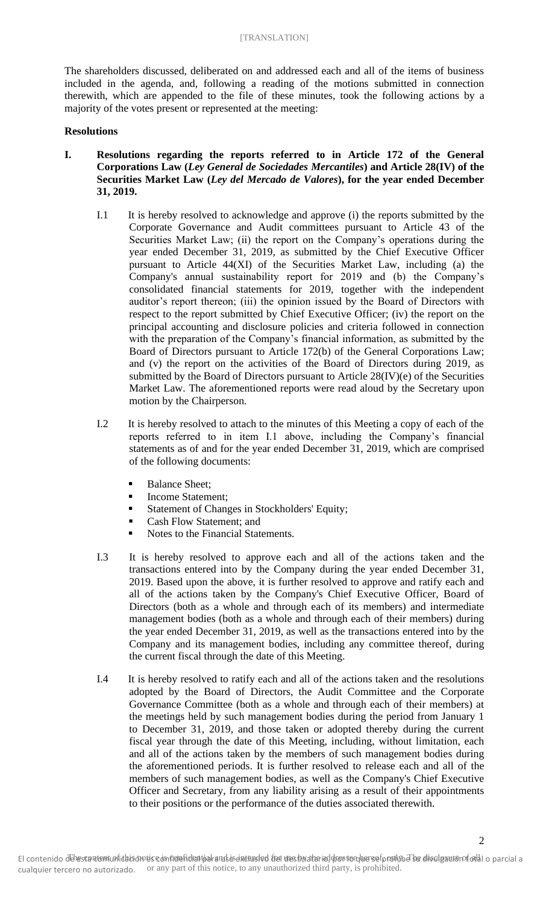The shareholders discussed, deliberated on and addressed each and all of the items of business included in the agenda, and, following a reading of the motions submitted in connection therewith, which are appended to the file of these minutes, took the following actions by a majority of the votes present or represented at the meeting:

**Resolutions**

**I. Resolutions regarding the reports referred to in Article 172 of the General Corporations Law (*Ley General de Sociedades Mercantiles*) and Article 28(IV) of the Securities Market Law (*Ley del Mercado de Valores*), for the year ended December 31, 2019.**

I.1 It is hereby resolved to acknowledge and approve (i) the reports submitted by the Corporate Governance and Audit committees pursuant to Article 43 of the Securities Market Law; (ii) the report on the Company's operations during the year ended December 31, 2019, as submitted by the Chief Executive Officer pursuant to Article 44(XI) of the Securities Market Law, including (a) the Company's annual sustainability report for 2019 and (b) the Company's consolidated financial statements for 2019, together with the independent auditor's report thereon; (iii) the opinion issued by the Board of Directors with respect to the report submitted by Chief Executive Officer; (iv) the report on the principal accounting and disclosure policies and criteria followed in connection with the preparation of the Company's financial information, as submitted by the Board of Directors pursuant to Article 172(b) of the General Corporations Law; and (v) the report on the activities of the Board of Directors during 2019, as submitted by the Board of Directors pursuant to Article 28(IV)(e) of the Securities Market Law. The aforementioned reports were read aloud by the Secretary upon motion by the Chairperson.

I.2 It is hereby resolved to attach to the minutes of this Meeting a copy of each of the reports referred to in item I.1 above, including the Company's financial statements as of and for the year ended December 31, 2019, which are comprised of the following documents:

- Balance Sheet;
- Income Statement;
- Statement of Changes in Stockholders' Equity;
- Cash Flow Statement; and
- Notes to the Financial Statements.

I.3 It is hereby resolved to approve each and all of the actions taken and the transactions entered into by the Company during the year ended December 31, 2019. Based upon the above, it is further resolved to approve and ratify each and all of the actions taken by the Company's Chief Executive Officer, Board of Directors (both as a whole and through each of its members) and intermediate management bodies (both as a whole and through each of their members) during the year ended December 31, 2019, as well as the transactions entered into by the Company and its management bodies, including any committee thereof, during the current fiscal through the date of this Meeting.

I.4 It is hereby resolved to ratify each and all of the actions taken and the resolutions adopted by the Board of Directors, the Audit Committee and the Corporate Governance Committee (both as a whole and through each of their members) at the meetings held by such management bodies during the period from January 1 to December 31, 2019, and those taken or adopted thereby during the current fiscal year through the date of this Meeting, including, without limitation, each and all of the actions taken by the members of such management bodies during the aforementioned periods. It is further resolved to release each and all of the members of such management bodies, as well as the Company's Chief Executive Officer and Secretary, from any liability arising as a result of their appointments to their positions or the performance of the duties associated therewith.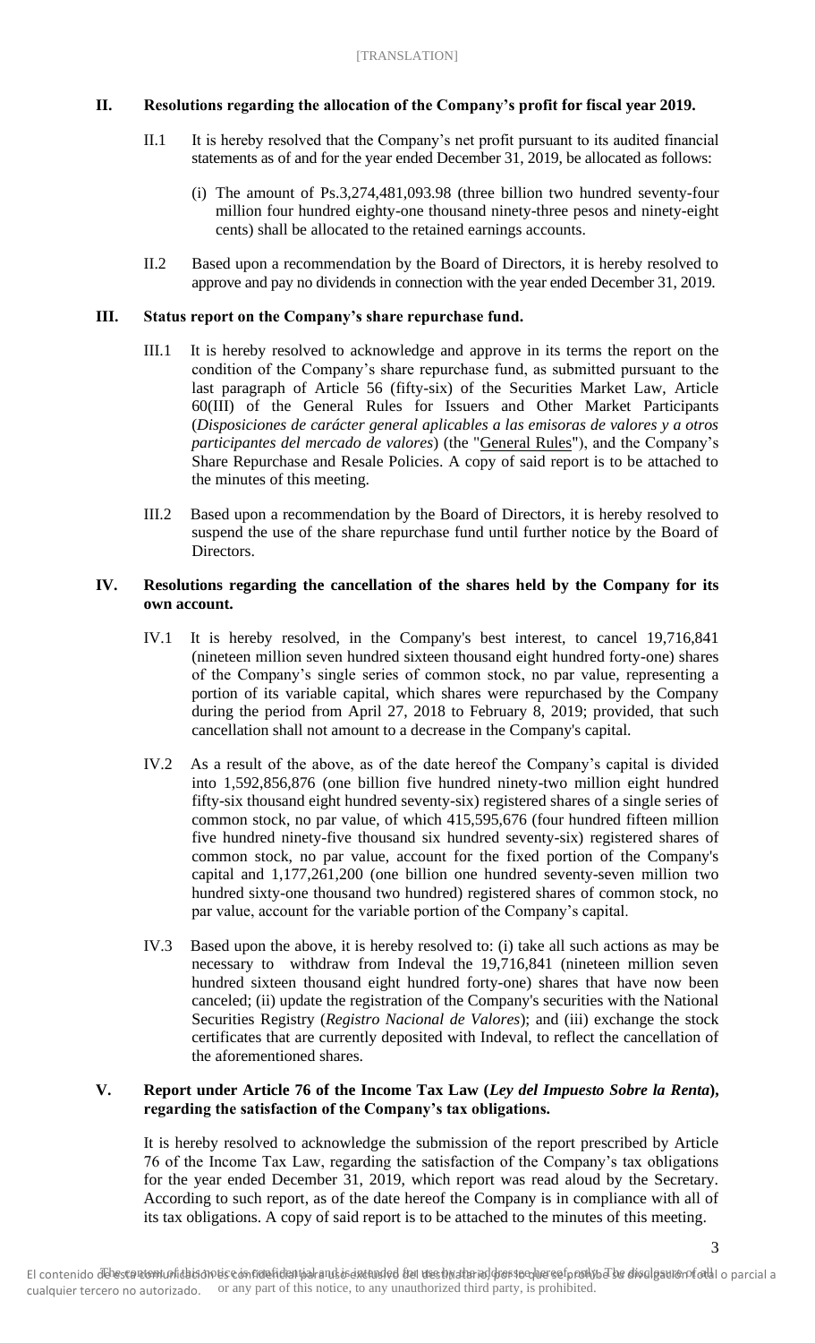## II. Resolutions regarding the allocation of the Company's profit for fiscal year 2019.

II.1 It is hereby resolved that the Company's net profit pursuant to its audited financial statements as of and for the year ended December 31, 2019, be allocated as follows:

(i) The amount of Ps.3,274,481,093.98 (three billion two hundred seventy-four million four hundred eighty-one thousand ninety-three pesos and ninety-eight cents) shall be allocated to the retained earnings accounts.

II.2 Based upon a recommendation by the Board of Directors, it is hereby resolved to approve and pay no dividends in connection with the year ended December 31, 2019.

## III. Status report on the Company's share repurchase fund.

III.1 It is hereby resolved to acknowledge and approve in its terms the report on the condition of the Company's share repurchase fund, as submitted pursuant to the last paragraph of Article 56 (fifty-six) of the Securities Market Law, Article 60(III) of the General Rules for Issuers and Other Market Participants (*Disposiciones de carácter general aplicables a las emisoras de valores y a otros participantes del mercado de valores*) (the "General Rules"), and the Company's Share Repurchase and Resale Policies. A copy of said report is to be attached to the minutes of this meeting.

III.2 Based upon a recommendation by the Board of Directors, it is hereby resolved to suspend the use of the share repurchase fund until further notice by the Board of Directors.

## IV. Resolutions regarding the cancellation of the shares held by the Company for its own account.

IV.1 It is hereby resolved, in the Company's best interest, to cancel 19,716,841 (nineteen million seven hundred sixteen thousand eight hundred forty-one) shares of the Company's single series of common stock, no par value, representing a portion of its variable capital, which shares were repurchased by the Company during the period from April 27, 2018 to February 8, 2019; provided, that such cancellation shall not amount to a decrease in the Company's capital.

IV.2 As a result of the above, as of the date hereof the Company's capital is divided into 1,592,856,876 (one billion five hundred ninety-two million eight hundred fifty-six thousand eight hundred seventy-six) registered shares of a single series of common stock, no par value, of which 415,595,676 (four hundred fifteen million five hundred ninety-five thousand six hundred seventy-six) registered shares of common stock, no par value, account for the fixed portion of the Company's capital and 1,177,261,200 (one billion one hundred seventy-seven million two hundred sixty-one thousand two hundred) registered shares of common stock, no par value, account for the variable portion of the Company's capital.

IV.3 Based upon the above, it is hereby resolved to: (i) take all such actions as may be necessary to withdraw from Indeval the 19,716,841 (nineteen million seven hundred sixteen thousand eight hundred forty-one) shares that have now been canceled; (ii) update the registration of the Company's securities with the National Securities Registry (*Registro Nacional de Valores*); and (iii) exchange the stock certificates that are currently deposited with Indeval, to reflect the cancellation of the aforementioned shares.

## V. Report under Article 76 of the Income Tax Law (*Ley del Impuesto Sobre la Renta*), regarding the satisfaction of the Company's tax obligations.

It is hereby resolved to acknowledge the submission of the report prescribed by Article 76 of the Income Tax Law, regarding the satisfaction of the Company's tax obligations for the year ended December 31, 2019, which report was read aloud by the Secretary. According to such report, as of the date hereof the Company is in compliance with all of its tax obligations. A copy of said report is to be attached to the minutes of this meeting.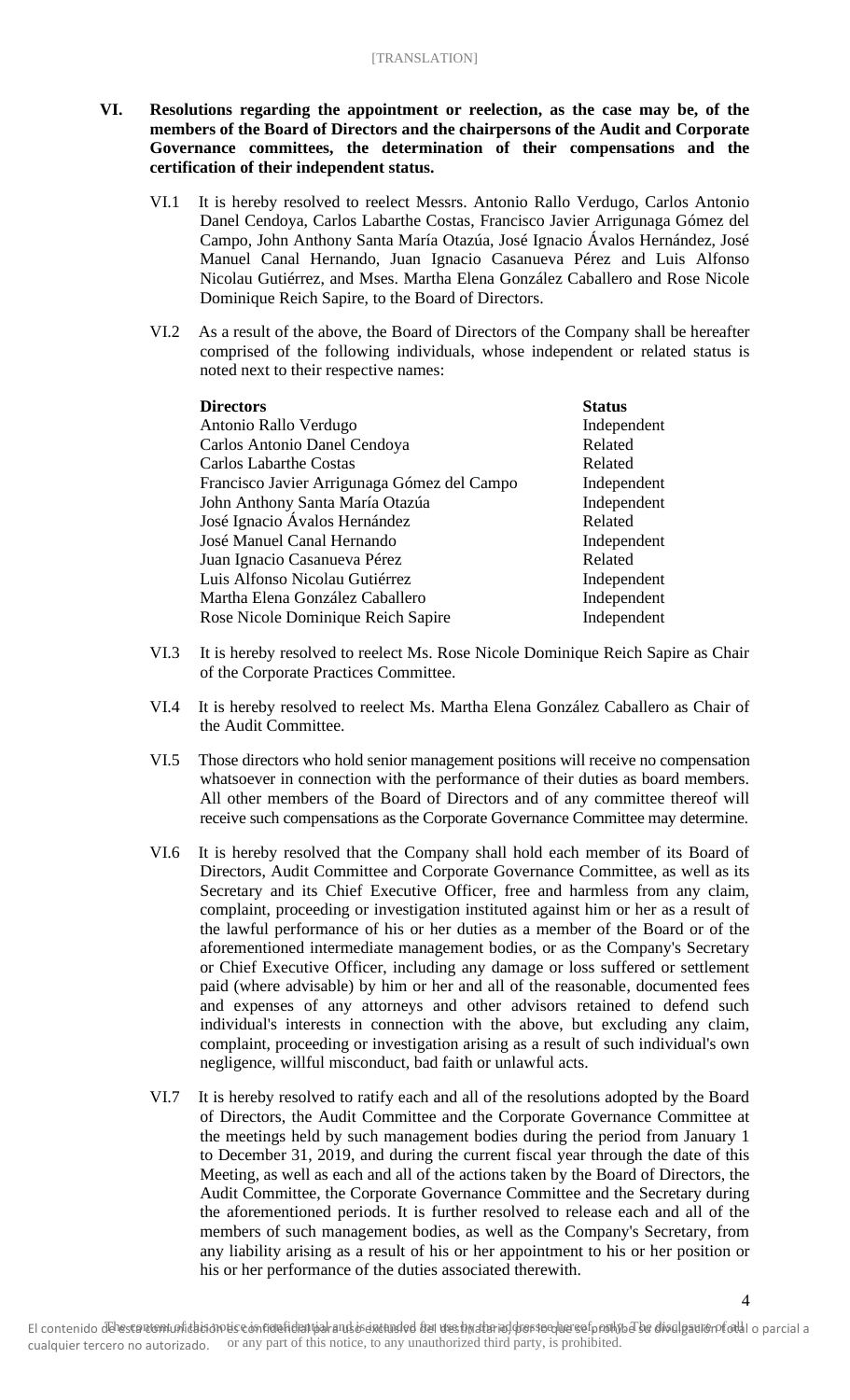## VI. Resolutions regarding the appointment or reelection, as the case may be, of the members of the Board of Directors and the chairpersons of the Audit and Corporate Governance committees, the determination of their compensations and the certification of their independent status.

VI.1 It is hereby resolved to reelect Messrs. Antonio Rallo Verdugo, Carlos Antonio Danel Cendoya, Carlos Labarthe Costas, Francisco Javier Arrigunaga Gómez del Campo, John Anthony Santa María Otazúa, José Ignacio Ávalos Hernández, José Manuel Canal Hernando, Juan Ignacio Casanueva Pérez and Luis Alfonso Nicolau Gutiérrez, and Mses. Martha Elena González Caballero and Rose Nicole Dominique Reich Sapire, to the Board of Directors.

VI.2 As a result of the above, the Board of Directors of the Company shall be hereafter comprised of the following individuals, whose independent or related status is noted next to their respective names:

| Directors | Status |
|---|---|
| Antonio Rallo Verdugo | Independent |
| Carlos Antonio Danel Cendoya | Related |
| Carlos Labarthe Costas | Related |
| Francisco Javier Arrigunaga Gómez del Campo | Independent |
| John Anthony Santa María Otazúa | Independent |
| José Ignacio Ávalos Hernández | Related |
| José Manuel Canal Hernando | Independent |
| Juan Ignacio Casanueva Pérez | Related |
| Luis Alfonso Nicolau Gutiérrez | Independent |
| Martha Elena González Caballero | Independent |
| Rose Nicole Dominique Reich Sapire | Independent |

VI.3 It is hereby resolved to reelect Ms. Rose Nicole Dominique Reich Sapire as Chair of the Corporate Practices Committee.

VI.4 It is hereby resolved to reelect Ms. Martha Elena González Caballero as Chair of the Audit Committee.

VI.5 Those directors who hold senior management positions will receive no compensation whatsoever in connection with the performance of their duties as board members. All other members of the Board of Directors and of any committee thereof will receive such compensations as the Corporate Governance Committee may determine.

VI.6 It is hereby resolved that the Company shall hold each member of its Board of Directors, Audit Committee and Corporate Governance Committee, as well as its Secretary and its Chief Executive Officer, free and harmless from any claim, complaint, proceeding or investigation instituted against him or her as a result of the lawful performance of his or her duties as a member of the Board or of the aforementioned intermediate management bodies, or as the Company's Secretary or Chief Executive Officer, including any damage or loss suffered or settlement paid (where advisable) by him or her and all of the reasonable, documented fees and expenses of any attorneys and other advisors retained to defend such individual's interests in connection with the above, but excluding any claim, complaint, proceeding or investigation arising as a result of such individual's own negligence, willful misconduct, bad faith or unlawful acts.

VI.7 It is hereby resolved to ratify each and all of the resolutions adopted by the Board of Directors, the Audit Committee and the Corporate Governance Committee at the meetings held by such management bodies during the period from January 1 to December 31, 2019, and during the current fiscal year through the date of this Meeting, as well as each and all of the actions taken by the Board of Directors, the Audit Committee, the Corporate Governance Committee and the Secretary during the aforementioned periods. It is further resolved to release each and all of the members of such management bodies, as well as the Company's Secretary, from any liability arising as a result of his or her appointment to his or her position or his or her performance of the duties associated therewith.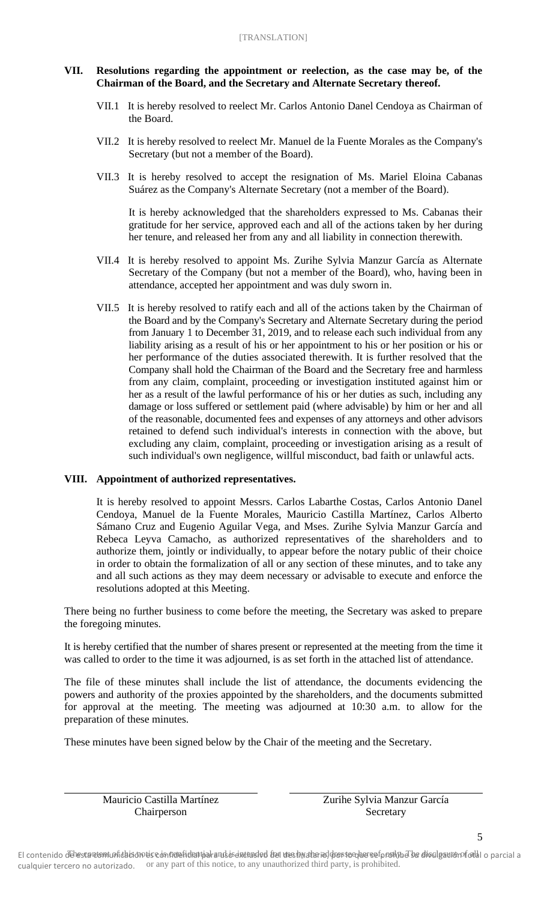**VII. Resolutions regarding the appointment or reelection, as the case may be, of the Chairman of the Board, and the Secretary and Alternate Secretary thereof.**

VII.1 It is hereby resolved to reelect Mr. Carlos Antonio Danel Cendoya as Chairman of the Board.

VII.2 It is hereby resolved to reelect Mr. Manuel de la Fuente Morales as the Company's Secretary (but not a member of the Board).

VII.3 It is hereby resolved to accept the resignation of Ms. Mariel Eloina Cabanas Suárez as the Company's Alternate Secretary (not a member of the Board).

It is hereby acknowledged that the shareholders expressed to Ms. Cabanas their gratitude for her service, approved each and all of the actions taken by her during her tenure, and released her from any and all liability in connection therewith.

VII.4 It is hereby resolved to appoint Ms. Zurihe Sylvia Manzur García as Alternate Secretary of the Company (but not a member of the Board), who, having been in attendance, accepted her appointment and was duly sworn in.

VII.5 It is hereby resolved to ratify each and all of the actions taken by the Chairman of the Board and by the Company's Secretary and Alternate Secretary during the period from January 1 to December 31, 2019, and to release each such individual from any liability arising as a result of his or her appointment to his or her position or his or her performance of the duties associated therewith. It is further resolved that the Company shall hold the Chairman of the Board and the Secretary free and harmless from any claim, complaint, proceeding or investigation instituted against him or her as a result of the lawful performance of his or her duties as such, including any damage or loss suffered or settlement paid (where advisable) by him or her and all of the reasonable, documented fees and expenses of any attorneys and other advisors retained to defend such individual's interests in connection with the above, but excluding any claim, complaint, proceeding or investigation arising as a result of such individual's own negligence, willful misconduct, bad faith or unlawful acts.

**VIII. Appointment of authorized representatives.**

It is hereby resolved to appoint Messrs. Carlos Labarthe Costas, Carlos Antonio Danel Cendoya, Manuel de la Fuente Morales, Mauricio Castilla Martínez, Carlos Alberto Sámano Cruz and Eugenio Aguilar Vega, and Mses. Zurihe Sylvia Manzur García and Rebeca Leyva Camacho, as authorized representatives of the shareholders and to authorize them, jointly or individually, to appear before the notary public of their choice in order to obtain the formalization of all or any section of these minutes, and to take any and all such actions as they may deem necessary or advisable to execute and enforce the resolutions adopted at this Meeting.

There being no further business to come before the meeting, the Secretary was asked to prepare the foregoing minutes.

It is hereby certified that the number of shares present or represented at the meeting from the time it was called to order to the time it was adjourned, is as set forth in the attached list of attendance.

The file of these minutes shall include the list of attendance, the documents evidencing the powers and authority of the proxies appointed by the shareholders, and the documents submitted for approval at the meeting. The meeting was adjourned at 10:30 a.m. to allow for the preparation of these minutes.

These minutes have been signed below by the Chair of the meeting and the Secretary.

Mauricio Castilla Martínez
Chairperson

Zurihe Sylvia Manzur García
Secretary